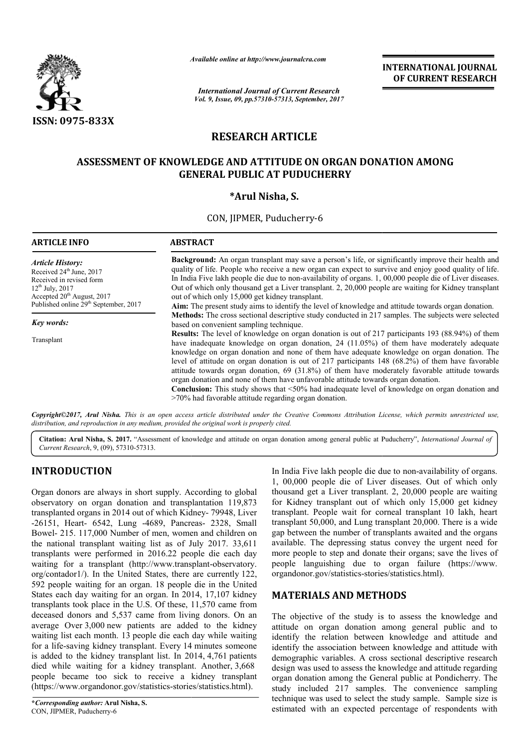ISSN: 0975-833X

*Available online at http://www.journalcra.com*

*International Journal of Current Research*
*Vol. 9, Issue, 09, pp.57310-57313, September, 2017*

**INTERNATIONAL JOURNAL OF CURRENT RESEARCH**

# RESEARCH ARTICLE

# ASSESSMENT OF KNOWLEDGE AND ATTITUDE ON ORGAN DONATION AMONG GENERAL PUBLIC AT PUDUCHERRY

**\*Arul Nisha, S.**

CON, JIPMER, Puducherry-6

## ARTICLE INFO

*Article History:*
Received 24th June, 2017
Received in revised form
12th July, 2017
Accepted 20th August, 2017
Published online 29th September, 2017

*Key words:*

Transplant

## ABSTRACT

**Background:** An organ transplant may save a person's life, or significantly improve their health and quality of life. People who receive a new organ can expect to survive and enjoy good quality of life. In India Five lakh people die due to non-availability of organs. 1, 00,000 people die of Liver diseases. Out of which only thousand get a Liver transplant. 2, 20,000 people are waiting for Kidney transplant out of which only 15,000 get kidney transplant.

**Aim:** The present study aims to identify the level of knowledge and attitude towards organ donation.

**Methods:** The cross sectional descriptive study conducted in 217 samples. The subjects were selected based on convenient sampling technique.

**Results:** The level of knowledge on organ donation is out of 217 participants 193 (88.94%) of them have inadequate knowledge on organ donation, 24 (11.05%) of them have moderately adequate knowledge on organ donation and none of them have adequate knowledge on organ donation. The level of attitude on organ donation is out of 217 participants 148 (68.2%) of them have favorable attitude towards organ donation, 69 (31.8%) of them have moderately favorable attitude towards organ donation and none of them have unfavorable attitude towards organ donation.

**Conclusion:** This study shows that <50% had inadequate level of knowledge on organ donation and >70% had favorable attitude regarding organ donation.

***Copyright©2017, Arul Nisha.*** *This is an open access article distributed under the Creative Commons Attribution License, which permits unrestricted use, distribution, and reproduction in any medium, provided the original work is properly cited.*

**Citation: Arul Nisha, S. 2017.** "Assessment of knowledge and attitude on organ donation among general public at Puducherry", *International Journal of Current Research*, 9, (09), 57310-57313.

## INTRODUCTION

Organ donors are always in short supply. According to global observatory on organ donation and transplantation 119,873 transplanted organs in 2014 out of which Kidney- 79948, Liver -26151, Heart- 6542, Lung -4689, Pancreas- 2328, Small Bowel- 215. 117,000 Number of men, women and children on the national transplant waiting list as of July 2017. 33,611 transplants were performed in 2016.22 people die each day waiting for a transplant (http://www.transplant-observatory.org/contador1/). In the United States, there are currently 122, 592 people waiting for an organ. 18 people die in the United States each day waiting for an organ. In 2014, 17,107 kidney transplants took place in the U.S. Of these, 11,570 came from deceased donors and 5,537 came from living donors. On an average Over 3,000 new patients are added to the kidney waiting list each month. 13 people die each day while waiting for a life-saving kidney transplant. Every 14 minutes someone is added to the kidney transplant list. In 2014, 4,761 patients died while waiting for a kidney transplant. Another, 3,668 people became too sick to receive a kidney transplant (https://www.organdonor.gov/statistics-stories/statistics.html).

In India Five lakh people die due to non-availability of organs. 1, 00,000 people die of Liver diseases. Out of which only thousand get a Liver transplant. 2, 20,000 people are waiting for Kidney transplant out of which only 15,000 get kidney transplant. People wait for corneal transplant 10 lakh, heart transplant 50,000, and Lung transplant 20,000. There is a wide gap between the number of transplants awaited and the organs available. The depressing status convey the urgent need for more people to step and donate their organs; save the lives of people languishing due to organ failure (https://www.organdonor.gov/statistics-stories/statistics.html).

## MATERIALS AND METHODS

The objective of the study is to assess the knowledge and attitude on organ donation among general public and to identify the relation between knowledge and attitude and identify the association between knowledge and attitude with demographic variables. A cross sectional descriptive research design was used to assess the knowledge and attitude regarding organ donation among the General public at Pondicherry. The study included 217 samples. The convenience sampling technique was used to select the study sample. Sample size is estimated with an expected percentage of respondents with

**\*Corresponding author:** Arul Nisha, S.
CON, JIPMER, Puducherry-6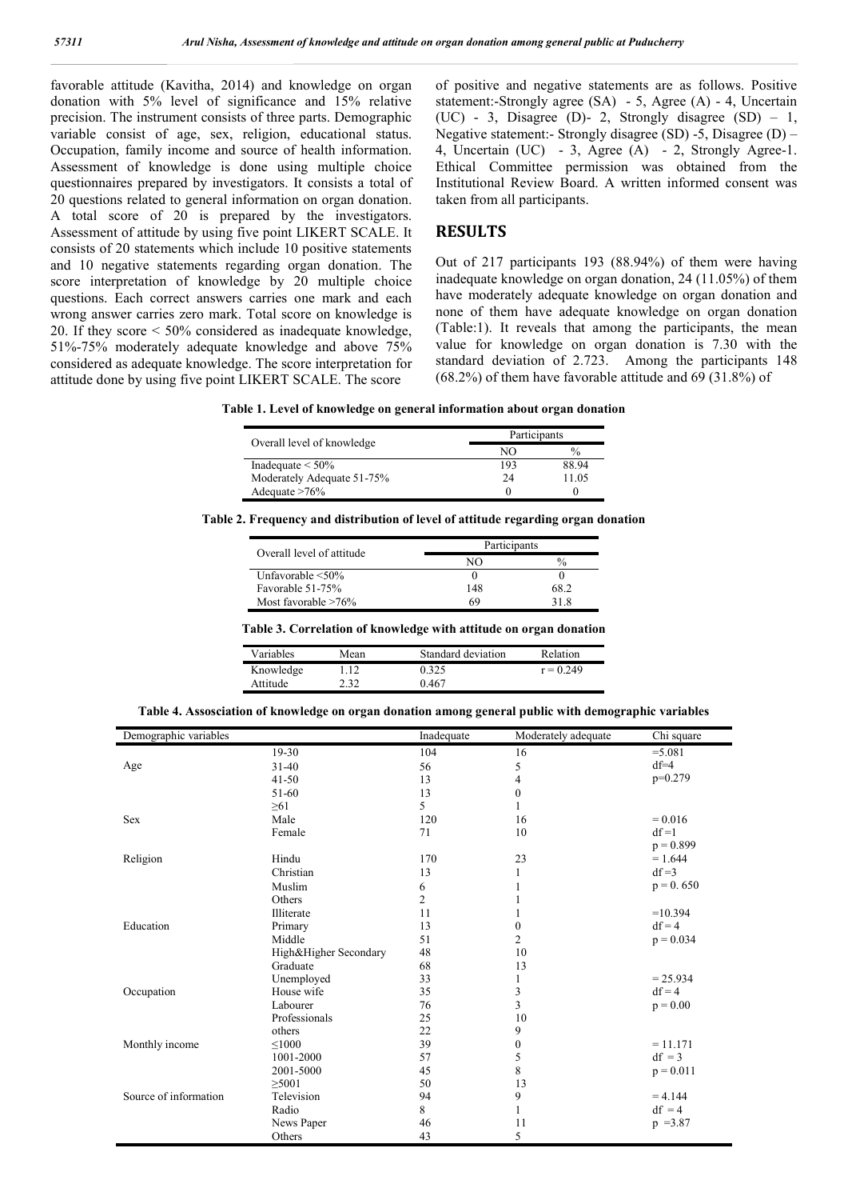favorable attitude (Kavitha, 2014) and knowledge on organ donation with 5% level of significance and 15% relative precision. The instrument consists of three parts. Demographic variable consist of age, sex, religion, educational status. Occupation, family income and source of health information. Assessment of knowledge is done using multiple choice questionnaires prepared by investigators. It consists a total of 20 questions related to general information on organ donation. A total score of 20 is prepared by the investigators. Assessment of attitude by using five point LIKERT SCALE. It consists of 20 statements which include 10 positive statements and 10 negative statements regarding organ donation. The score interpretation of knowledge by 20 multiple choice questions. Each correct answers carries one mark and each wrong answer carries zero mark. Total score on knowledge is 20. If they score < 50% considered as inadequate knowledge, 51%-75% moderately adequate knowledge and above 75% considered as adequate knowledge. The score interpretation for attitude done by using five point LIKERT SCALE. The score of positive and negative statements are as follows. Positive statement:-Strongly agree (SA) - 5, Agree (A) - 4, Uncertain (UC) - 3, Disagree (D)- 2, Strongly disagree (SD) – 1, Negative statement:- Strongly disagree (SD) -5, Disagree (D) – 4, Uncertain (UC) - 3, Agree (A) - 2, Strongly Agree-1. Ethical Committee permission was obtained from the Institutional Review Board. A written informed consent was taken from all participants.

## RESULTS

Out of 217 participants 193 (88.94%) of them were having inadequate knowledge on organ donation, 24 (11.05%) of them have moderately adequate knowledge on organ donation and none of them have adequate knowledge on organ donation (Table:1). It reveals that among the participants, the mean value for knowledge on organ donation is 7.30 with the standard deviation of 2.723. Among the participants 148 (68.2%) of them have favorable attitude and 69 (31.8%) of

**Table 1. Level of knowledge on general information about organ donation**

| Overall level of knowledge | Participants | |
|---|---|---|
| | NO | % |
| Inadequate < 50% | 193 | 88.94 |
| Moderately Adequate 51-75% | 24 | 11.05 |
| Adequate >76% | 0 | 0 |

**Table 2. Frequency and distribution of level of attitude regarding organ donation**

| Overall level of attitude | Participants | |
|---|---|---|
| | NO | % |
| Unfavorable <50% | 0 | 0 |
| Favorable 51-75% | 148 | 68.2 |
| Most favorable >76% | 69 | 31.8 |

**Table 3. Correlation of knowledge with attitude on organ donation**

| Variables | Mean | Standard deviation | Relation |
|---|---|---|---|
| Knowledge | 1.12 | 0.325 | r = 0.249 |
| Attitude | 2.32 | 0.467 | |

**Table 4. Assosciation of knowledge on organ donation among general public with demographic variables**

| Demographic variables | | Inadequate | Moderately adequate | Chi square |
|---|---|---|---|---|
| Age | 19-30 | 104 | 16 | =5.081 |
| | 31-40 | 56 | 5 | df=4 |
| | 41-50 | 13 | 4 | p=0.279 |
| | 51-60 | 13 | 0 | |
| | ≥61 | 5 | 1 | |
| Sex | Male | 120 | 16 | = 0.016 |
| | Female | 71 | 10 | df =1 |
| | | | | p = 0.899 |
| Religion | Hindu | 170 | 23 | = 1.644 |
| | Christian | 13 | 1 | df =3 |
| | Muslim | 6 | 1 | p = 0. 650 |
| | Others | 2 | 1 | |
| Education | Illiterate | 11 | 1 | =10.394 |
| | Primary | 13 | 0 | df = 4 |
| | Middle | 51 | 2 | p = 0.034 |
| | High&Higher Secondary | 48 | 10 | |
| | Graduate | 68 | 13 | |
| Occupation | Unemployed | 33 | 1 | = 25.934 |
| | House wife | 35 | 3 | df = 4 |
| | Labourer | 76 | 3 | p = 0.00 |
| | Professionals | 25 | 10 | |
| | others | 22 | 9 | |
| Monthly income | ≤1000 | 39 | 0 | = 11.171 |
| | 1001-2000 | 57 | 5 | df = 3 |
| | 2001-5000 | 45 | 8 | p = 0.011 |
| | ≥5001 | 50 | 13 | |
| Source of information | Television | 94 | 9 | = 4.144 |
| | Radio | 8 | 1 | df = 4 |
| | News Paper | 46 | 11 | p =3.87 |
| | Others | 43 | 5 | |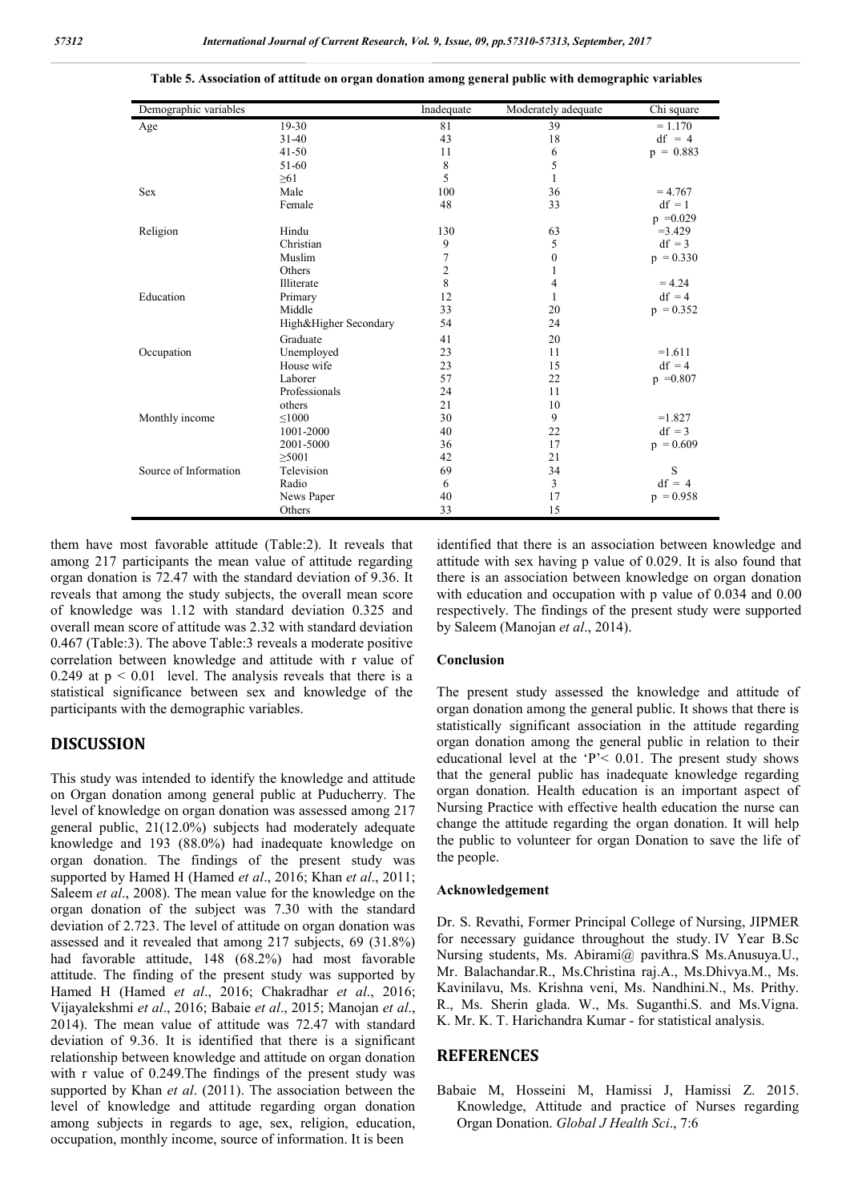**Table 5. Association of attitude on organ donation among general public with demographic variables**

| Demographic variables | | Inadequate | Moderately adequate | Chi square |
|---|---|---|---|---|
| Age | 19-30 | 81 | 39 | = 1.170 |
| | 31-40 | 43 | 18 | df = 4 |
| | 41-50 | 11 | 6 | p = 0.883 |
| | 51-60 | 8 | 5 | |
| | ≥61 | 5 | 1 | |
| Sex | Male | 100 | 36 | = 4.767 |
| | Female | 48 | 33 | df = 1 |
| | | | | p =0.029 |
| Religion | Hindu | 130 | 63 | =3.429 |
| | Christian | 9 | 5 | df = 3 |
| | Muslim | 7 | 0 | p = 0.330 |
| | Others | 2 | 1 | |
| | Illiterate | 8 | 4 | = 4.24 |
| Education | Primary | 12 | 1 | df = 4 |
| | Middle | 33 | 20 | p = 0.352 |
| | High&Higher Secondary | 54 | 24 | |
| | Graduate | 41 | 20 | |
| Occupation | Unemployed | 23 | 11 | =1.611 |
| | House wife | 23 | 15 | df = 4 |
| | Laborer | 57 | 22 | p =0.807 |
| | Professionals | 24 | 11 | |
| | others | 21 | 10 | |
| Monthly income | ≤1000 | 30 | 9 | =1.827 |
| | 1001-2000 | 40 | 22 | df = 3 |
| | 2001-5000 | 36 | 17 | p = 0.609 |
| | ≥5001 | 42 | 21 | |
| Source of Information | Television | 69 | 34 | S |
| | Radio | 6 | 3 | df = 4 |
| | News Paper | 40 | 17 | p = 0.958 |
| | Others | 33 | 15 | |

them have most favorable attitude (Table:2). It reveals that among 217 participants the mean value of attitude regarding organ donation is 72.47 with the standard deviation of 9.36. It reveals that among the study subjects, the overall mean score of knowledge was 1.12 with standard deviation 0.325 and overall mean score of attitude was 2.32 with standard deviation 0.467 (Table:3). The above Table:3 reveals a moderate positive correlation between knowledge and attitude with r value of 0.249 at $p < 0.01$ level. The analysis reveals that there is a statistical significance between sex and knowledge of the participants with the demographic variables.

## DISCUSSION

This study was intended to identify the knowledge and attitude on Organ donation among general public at Puducherry. The level of knowledge on organ donation was assessed among 217 general public, 21(12.0%) subjects had moderately adequate knowledge and 193 (88.0%) had inadequate knowledge on organ donation. The findings of the present study was supported by Hamed H (Hamed *et al*., 2016; Khan *et al*., 2011; Saleem *et al*., 2008). The mean value for the knowledge on the organ donation of the subject was 7.30 with the standard deviation of 2.723. The level of attitude on organ donation was assessed and it revealed that among 217 subjects, 69 (31.8%) had favorable attitude, 148 (68.2%) had most favorable attitude. The finding of the present study was supported by Hamed H (Hamed *et al*., 2016; Chakradhar *et al*., 2016; Vijayalekshmi *et al*., 2016; Babaie *et al*., 2015; Manojan *et al*., 2014). The mean value of attitude was 72.47 with standard deviation of 9.36. It is identified that there is a significant relationship between knowledge and attitude on organ donation with r value of 0.249.The findings of the present study was supported by Khan *et al*. (2011). The association between the level of knowledge and attitude regarding organ donation among subjects in regards to age, sex, religion, education, occupation, monthly income, source of information. It is been identified that there is an association between knowledge and attitude with sex having p value of 0.029. It is also found that there is an association between knowledge on organ donation with education and occupation with p value of 0.034 and 0.00 respectively. The findings of the present study were supported by Saleem (Manojan *et al*., 2014).

### Conclusion

The present study assessed the knowledge and attitude of organ donation among the general public. It shows that there is statistically significant association in the attitude regarding organ donation among the general public in relation to their educational level at the 'P'< 0.01. The present study shows that the general public has inadequate knowledge regarding organ donation. Health education is an important aspect of Nursing Practice with effective health education the nurse can change the attitude regarding the organ donation. It will help the public to volunteer for organ Donation to save the life of the people.

### Acknowledgement

Dr. S. Revathi, Former Principal College of Nursing, JIPMER for necessary guidance throughout the study. IV Year B.Sc Nursing students, Ms. Abirami@ pavithra.S Ms.Anusuya.U., Mr. Balachandar.R., Ms.Christina raj.A., Ms.Dhivya.M., Ms. Kavinilavu, Ms. Krishna veni, Ms. Nandhini.N., Ms. Prithy. R., Ms. Sherin glada. W., Ms. Suganthi.S. and Ms.Vigna. K. Mr. K. T. Harichandra Kumar - for statistical analysis.

## REFERENCES

Babaie M, Hosseini M, Hamissi J, Hamissi Z. 2015. Knowledge, Attitude and practice of Nurses regarding Organ Donation. *Global J Health Sci*., 7:6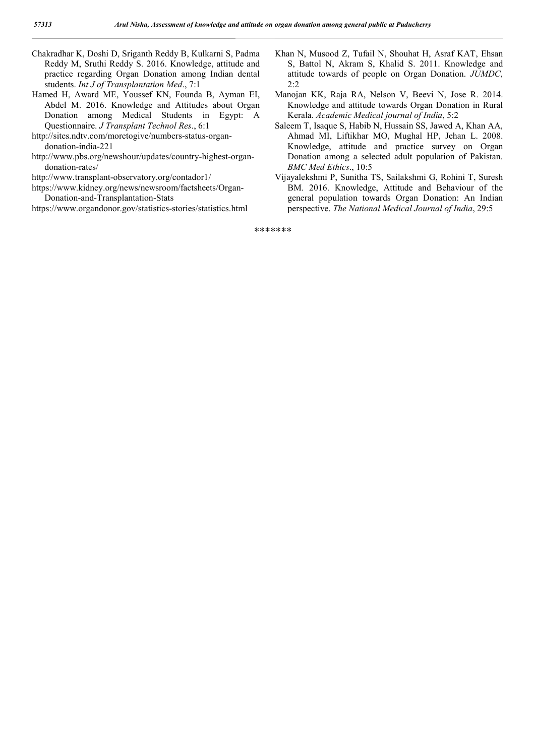Chakradhar K, Doshi D, Sriganth Reddy B, Kulkarni S, Padma Reddy M, Sruthi Reddy S. 2016. Knowledge, attitude and practice regarding Organ Donation among Indian dental students. *Int J of Transplantation Med*., 7:1

Hamed H, Award ME, Youssef KN, Founda B, Ayman EI, Abdel M. 2016. Knowledge and Attitudes about Organ Donation among Medical Students in Egypt: A Questionnaire. *J Transplant Technol Res*., 6:1

http://sites.ndtv.com/moretogive/numbers-status-organ-donation-india-221

http://www.pbs.org/newshour/updates/country-highest-organ-donation-rates/

http://www.transplant-observatory.org/contador1/

https://www.kidney.org/news/newsroom/factsheets/Organ-Donation-and-Transplantation-Stats

https://www.organdonor.gov/statistics-stories/statistics.html

Khan N, Musood Z, Tufail N, Shouhat H, Asraf KAT, Ehsan S, Battol N, Akram S, Khalid S. 2011. Knowledge and attitude towards of people on Organ Donation. *JUMDC*, 2:2

Manojan KK, Raja RA, Nelson V, Beevi N, Jose R. 2014. Knowledge and attitude towards Organ Donation in Rural Kerala. *Academic Medical journal of India*, 5:2

Saleem T, Isaque S, Habib N, Hussain SS, Jawed A, Khan AA, Ahmad MI, Liftikhar MO, Mughal HP, Jehan L. 2008. Knowledge, attitude and practice survey on Organ Donation among a selected adult population of Pakistan. *BMC Med Ethics*., 10:5

Vijayalekshmi P, Sunitha TS, Sailakshmi G, Rohini T, Suresh BM. 2016. Knowledge, Attitude and Behaviour of the general population towards Organ Donation: An Indian perspective. *The National Medical Journal of India*, 29:5

*******